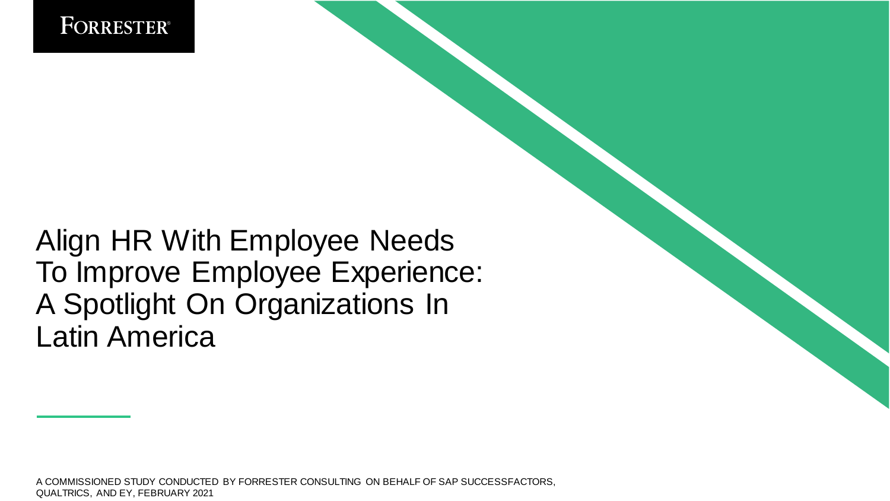FORRESTER®

# Align HR With Employee Needs To Improve Employee Experience: A Spotlight On Organizations In Latin America

A COMMISSIONED STUDY CONDUCTED BY FORRESTER CONSULTING ON BEHALF OF SAP SUCCESSFACTORS, QUALTRICS, AND EY, FEBRUARY 2021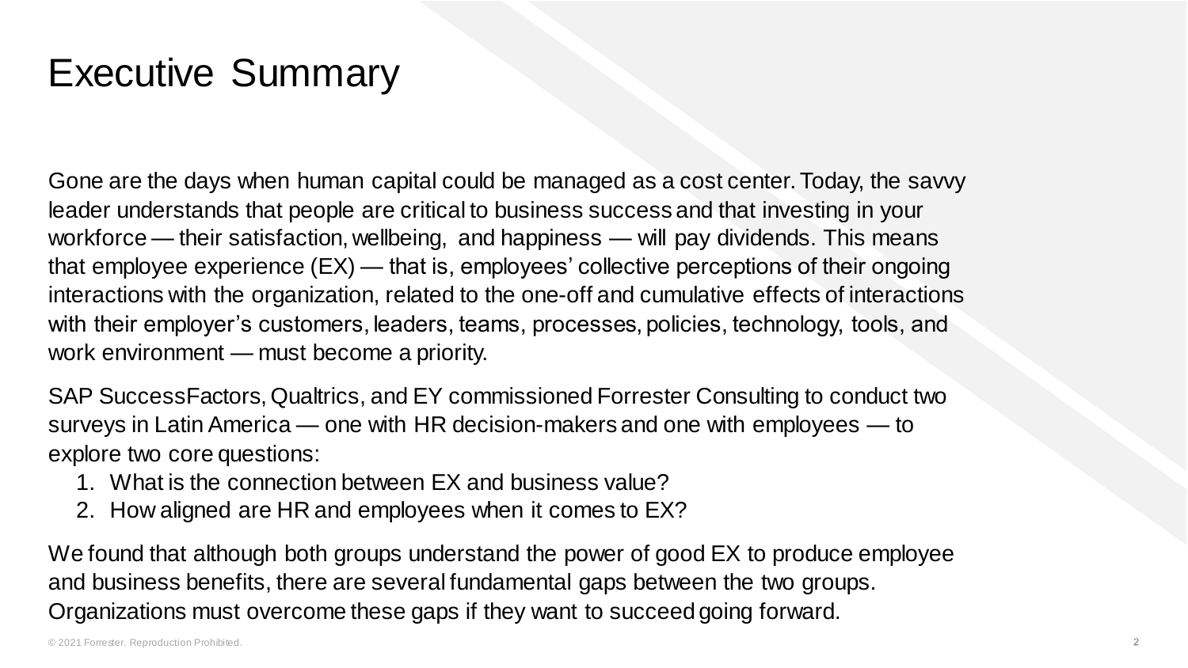# Executive Summary

Gone are the days when human capital could be managed as a cost center. Today, the savvy leader understands that people are critical to business success and that investing in your workforce — their satisfaction, wellbeing, and happiness — will pay dividends. This means that employee experience (EX) — that is, employees' collective perceptions of their ongoing interactions with the organization, related to the one-off and cumulative effects of interactions with their employer's customers, leaders, teams, processes, policies, technology, tools, and work environment — must become a priority.

SAP SuccessFactors, Qualtrics, and EY commissioned Forrester Consulting to conduct two surveys in Latin America — one with HR decision-makers and one with employees — to explore two core questions:

1. What is the connection between EX and business value?
2. How aligned are HR and employees when it comes to EX?

We found that although both groups understand the power of good EX to produce employee and business benefits, there are several fundamental gaps between the two groups. Organizations must overcome these gaps if they want to succeed going forward.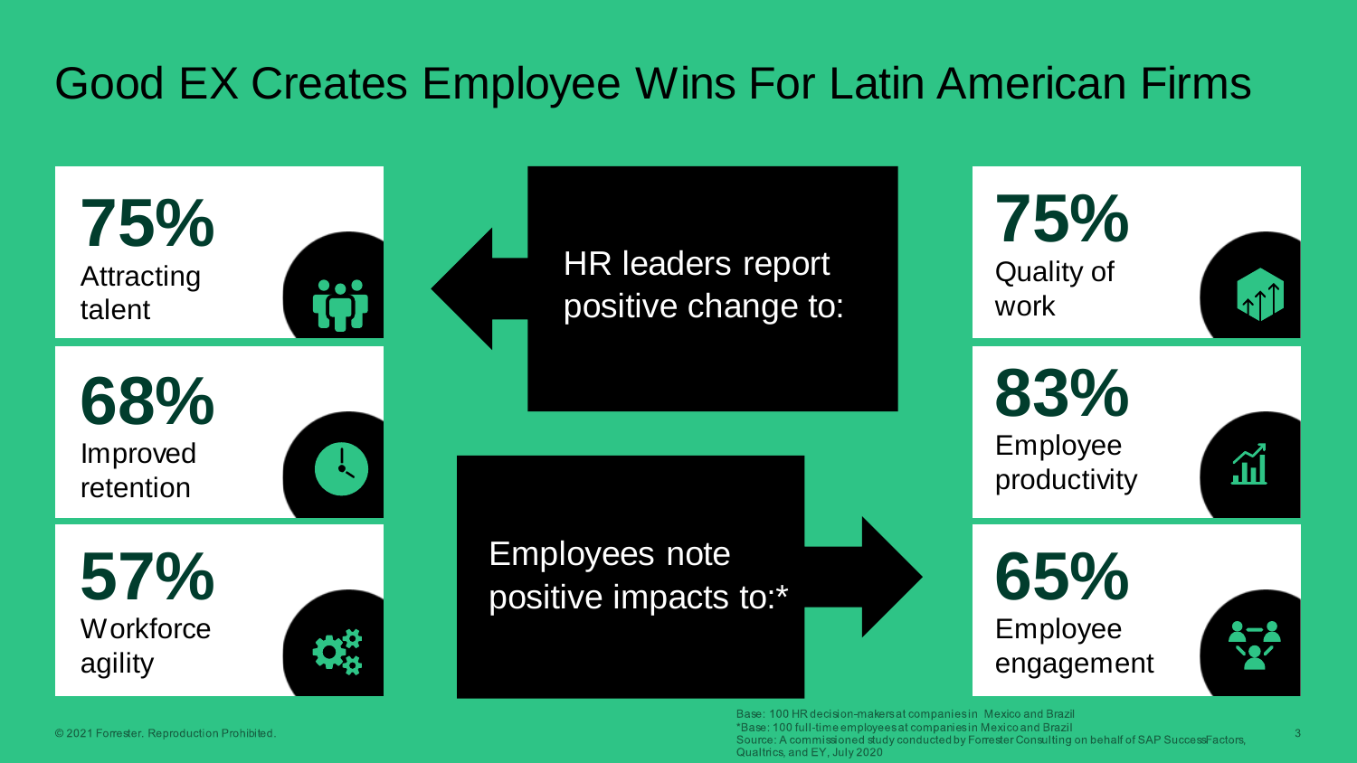# Good EX Creates Employee Wins For Latin American Firms

HR leaders report positive change to:

**75%**
Attracting talent

**68%**
Improved retention

**57%**
Workforce agility

Employees note positive impacts to:*

**75%**
Quality of work

**83%**
Employee productivity

**65%**
Employee engagement

Base: 100 HR decision-makers at companies in Mexico and Brazil
*Base: 100 full-time employees at companies in Mexico and Brazil
Source: A commissioned study conducted by Forrester Consulting on behalf of SAP SuccessFactors, Qualtrics, and EY, July 2020

© 2021 Forrester. Reproduction Prohibited.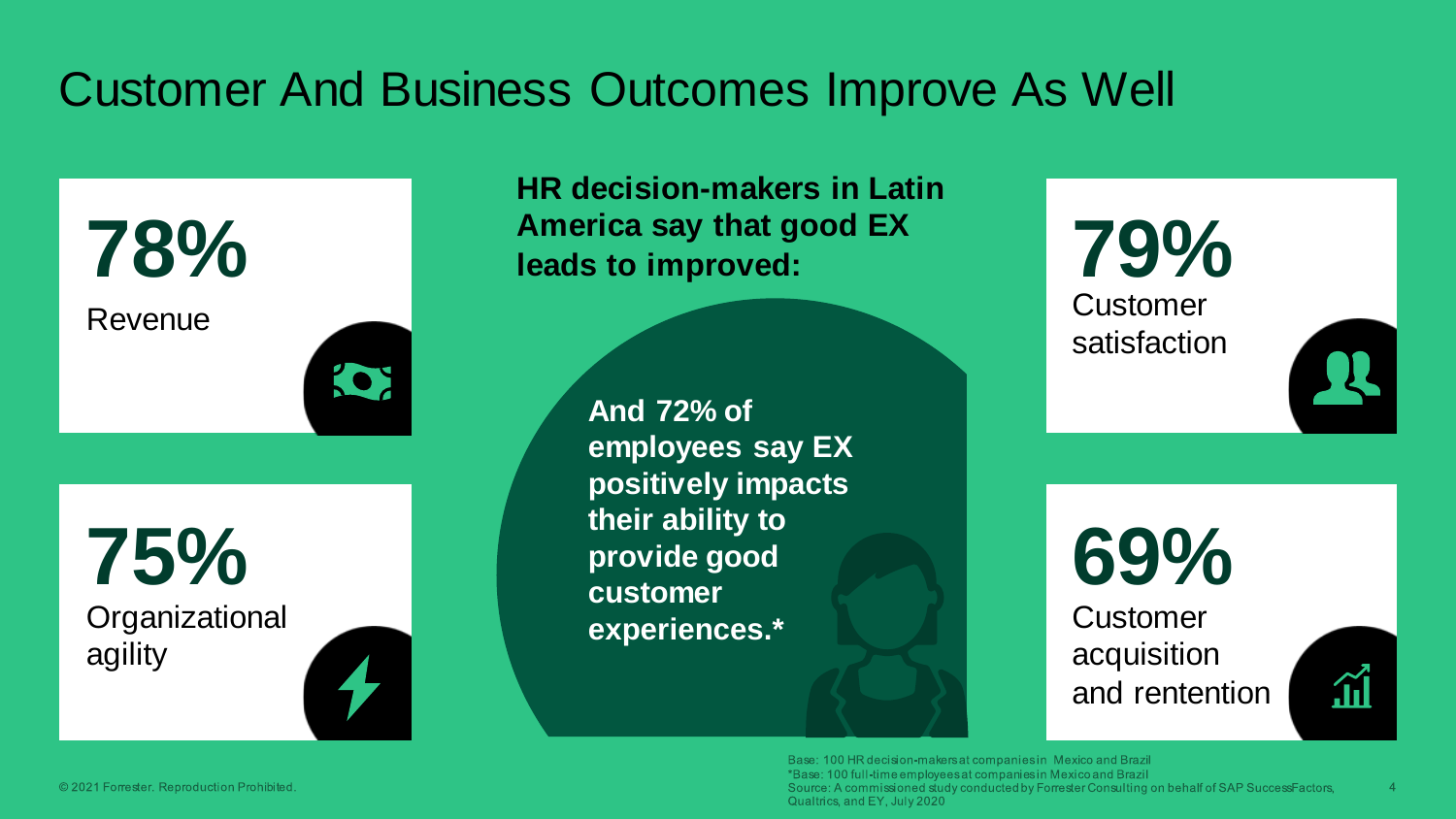# Customer And Business Outcomes Improve As Well

**HR decision-makers in Latin America say that good EX leads to improved:**

**78%**
Revenue

**75%**
Organizational agility

**79%**
Customer satisfaction

**69%**
Customer acquisition and rentention

**And 72% of employees say EX positively impacts their ability to provide good customer experiences.***

Base: 100 HR decision-makers at companies in Mexico and Brazil
*Base: 100 full-time employees at companies in Mexico and Brazil
Source: A commissioned study conducted by Forrester Consulting on behalf of SAP SuccessFactors, Qualtrics, and EY, July 2020

© 2021 Forrester. Reproduction Prohibited.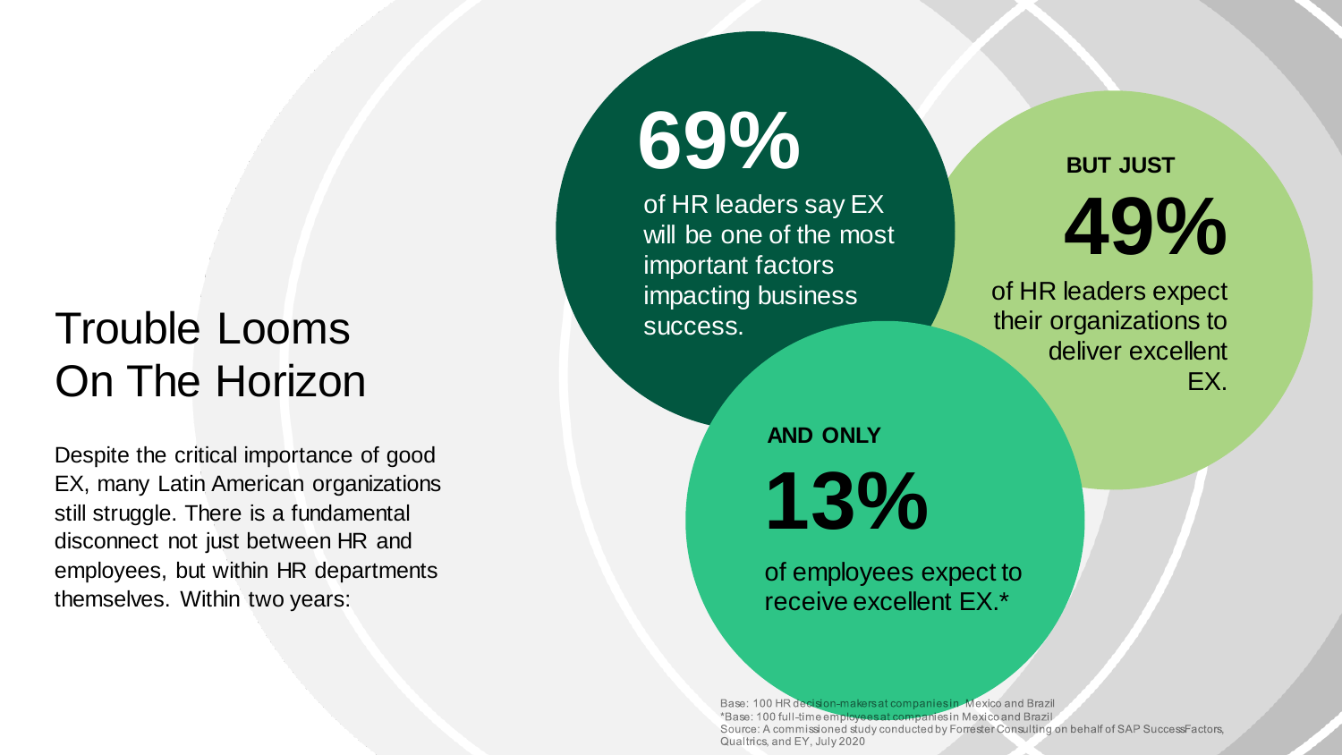# Trouble Looms On The Horizon

Despite the critical importance of good EX, many Latin American organizations still struggle. There is a fundamental disconnect not just between HR and employees, but within HR departments themselves. Within two years:

**69%**

of HR leaders say EX will be one of the most important factors impacting business success.

**BUT JUST**

**49%**

of HR leaders expect their organizations to deliver excellent EX.

**AND ONLY**

**13%**

of employees expect to receive excellent EX.*

Base: 100 HR decision-makers at companies in Mexico and Brazil
*Base: 100 full-time employees at companies in Mexico and Brazil
Source: A commissioned study conducted by Forrester Consulting on behalf of SAP SuccessFactors, Qualtrics, and EY, July 2020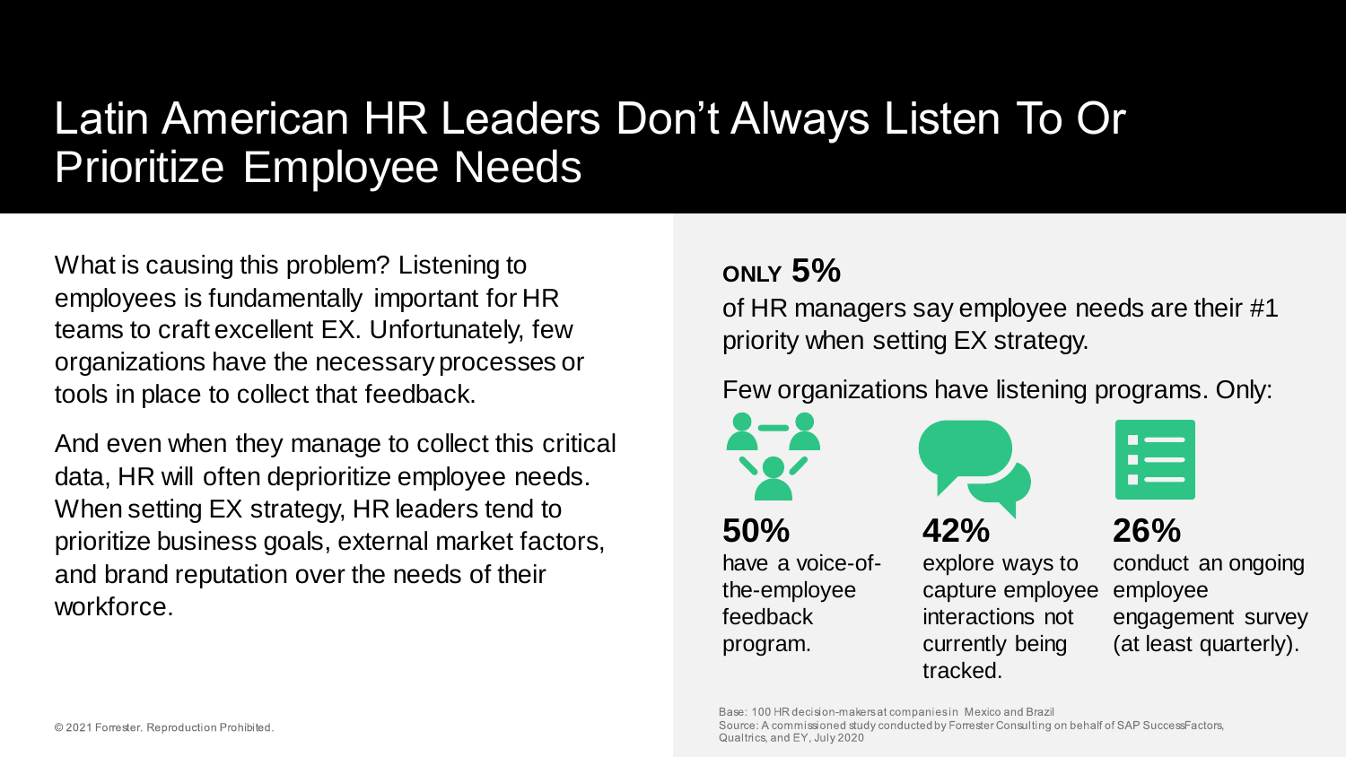# Latin American HR Leaders Don't Always Listen To Or Prioritize Employee Needs

What is causing this problem? Listening to employees is fundamentally important for HR teams to craft excellent EX. Unfortunately, few organizations have the necessary processes or tools in place to collect that feedback.

And even when they manage to collect this critical data, HR will often deprioritize employee needs. When setting EX strategy, HR leaders tend to prioritize business goals, external market factors, and brand reputation over the needs of their workforce.

**ONLY 5%**

of HR managers say employee needs are their #1 priority when setting EX strategy.

Few organizations have listening programs. Only:

**50%**
have a voice-of-the-employee feedback program.

**42%**
explore ways to capture employee interactions not currently being tracked.

**26%**
conduct an ongoing employee engagement survey (at least quarterly).

Base: 100 HR decision-makers at companies in Mexico and Brazil
Source: A commissioned study conducted by Forrester Consulting on behalf of SAP SuccessFactors, Qualtrics, and EY, July 2020

© 2021 Forrester. Reproduction Prohibited.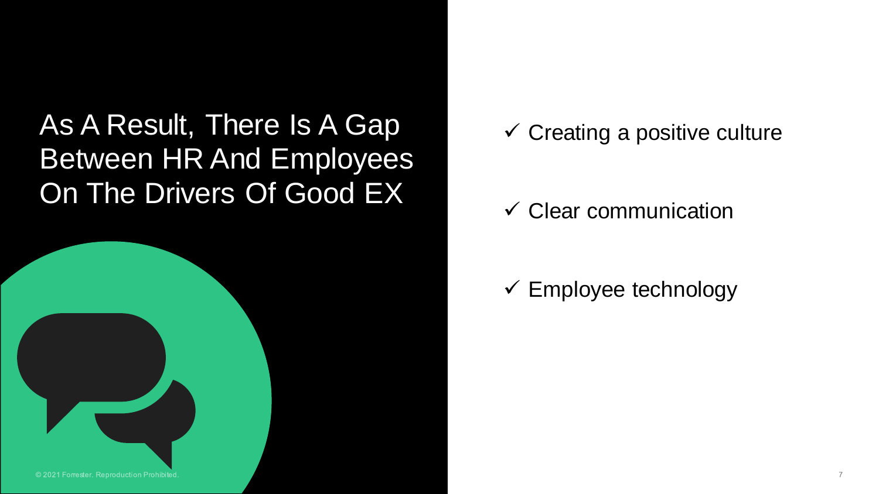# As A Result, There Is A Gap Between HR And Employees On The Drivers Of Good EX

- ✓ Creating a positive culture
- ✓ Clear communication
- ✓ Employee technology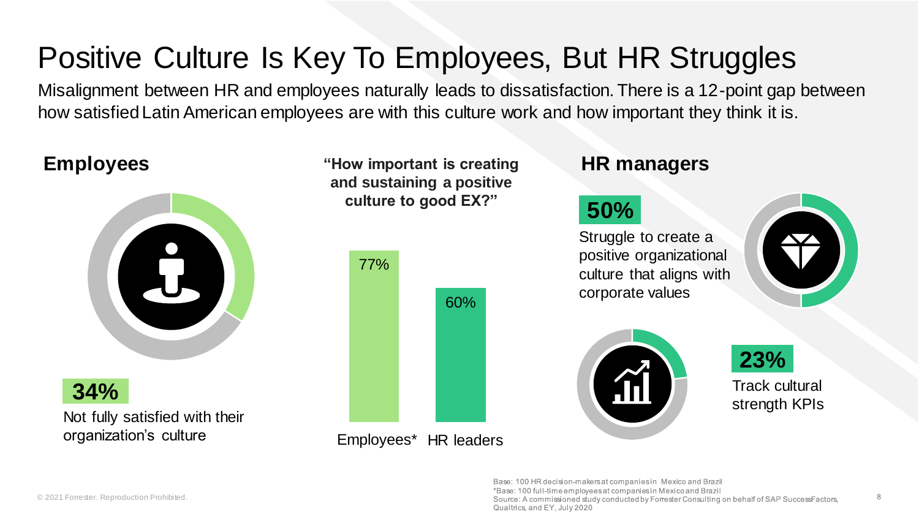# Positive Culture Is Key To Employees, But HR Struggles

Misalignment between HR and employees naturally leads to dissatisfaction. There is a 12-point gap between how satisfied Latin American employees are with this culture work and how important they think it is.

## Employees

**34%**

Not fully satisfied with their organization's culture

**"How important is creating and sustaining a positive culture to good EX?"**

| Employees* | HR leaders |
|---|---|
| 77% | 60% |

## HR managers

**50%**

Struggle to create a positive organizational culture that aligns with corporate values

**23%**

Track cultural strength KPIs

Base: 100 HR decision-makers at companies in Mexico and Brazil
*Base: 100 full-time employees at companies in Mexico and Brazil
Source: A commissioned study conducted by Forrester Consulting on behalf of SAP SuccessFactors, Qualtrics, and EY, July 2020

© 2021 Forrester. Reproduction Prohibited.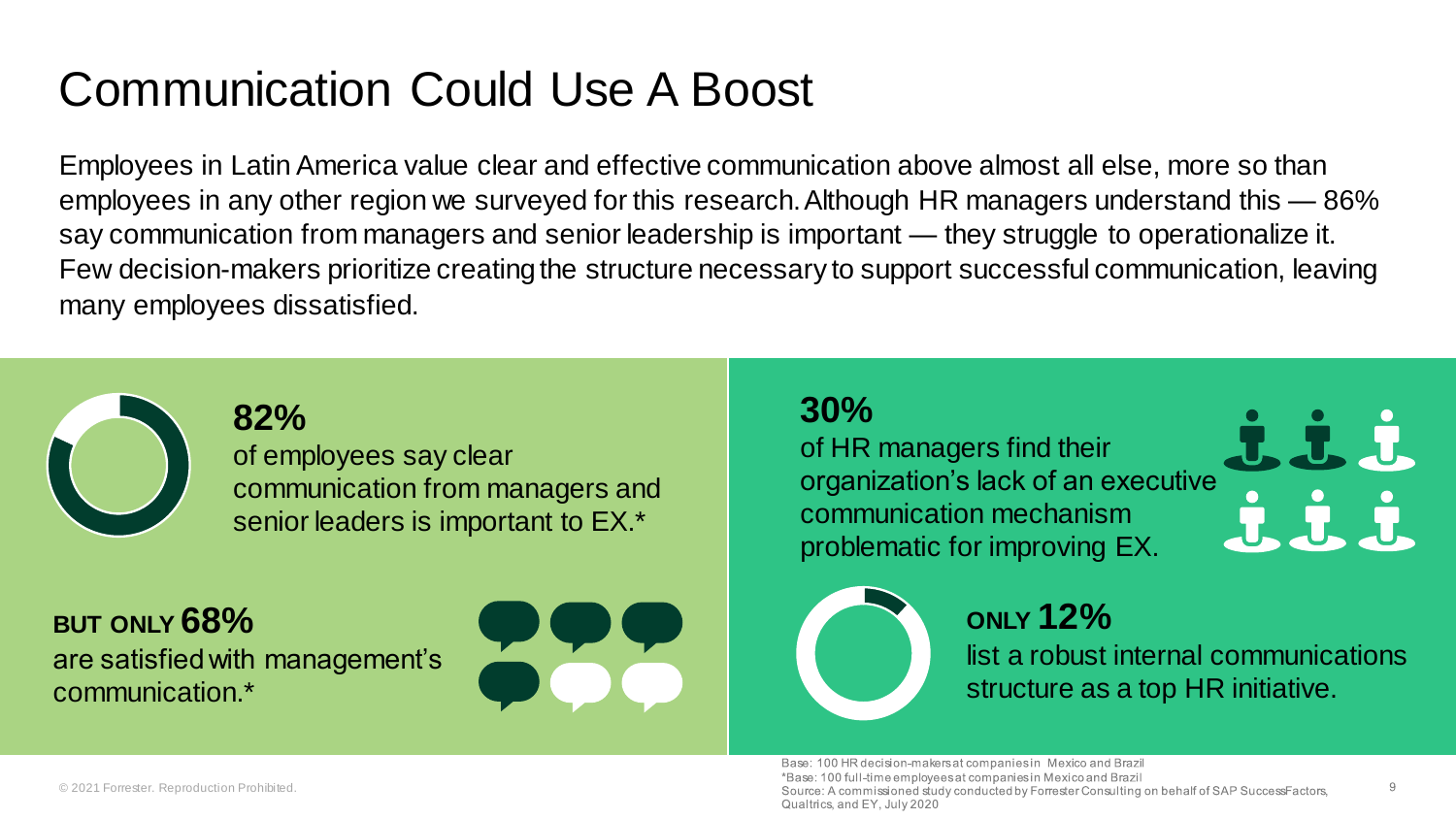# Communication Could Use A Boost

Employees in Latin America value clear and effective communication above almost all else, more so than employees in any other region we surveyed for this research. Although HR managers understand this — 86% say communication from managers and senior leadership is important — they struggle to operationalize it. Few decision-makers prioritize creating the structure necessary to support successful communication, leaving many employees dissatisfied.

**82%**
of employees say clear communication from managers and senior leaders is important to EX.*

**BUT ONLY 68%**
are satisfied with management's communication.*

**30%**
of HR managers find their organization's lack of an executive communication mechanism problematic for improving EX.

**ONLY 12%**
list a robust internal communications structure as a top HR initiative.

Base: 100 HR decision-makers at companies in Mexico and Brazil
*Base: 100 full-time employees at companies in Mexico and Brazil
Source: A commissioned study conducted by Forrester Consulting on behalf of SAP SuccessFactors, Qualtrics, and EY, July 2020

© 2021 Forrester. Reproduction Prohibited.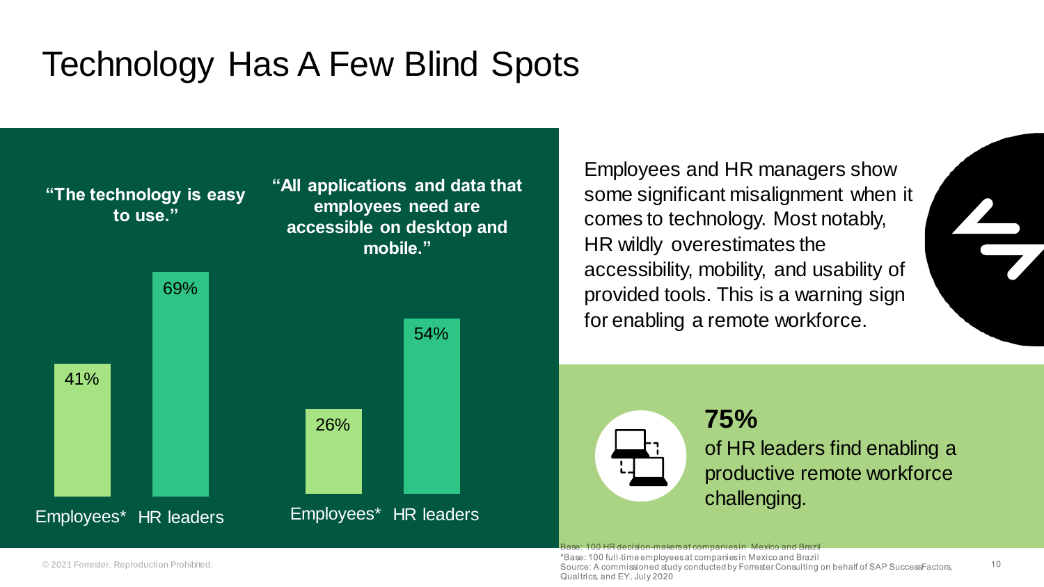# Technology Has A Few Blind Spots

| | "The technology is easy to use." | "All applications and data that employees need are accessible on desktop and mobile." |
|---|---|---|
| Employees* | 41% | 26% |
| HR leaders | 69% | 54% |

Employees and HR managers show some significant misalignment when it comes to technology. Most notably, HR wildly overestimates the accessibility, mobility, and usability of provided tools. This is a warning sign for enabling a remote workforce.

**75%**
of HR leaders find enabling a productive remote workforce challenging.

Base: 100 HR decision-makers at companies in Mexico and Brazil
*Base: 100 full-time employees at companies in Mexico and Brazil
Source: A commissioned study conducted by Forrester Consulting on behalf of SAP SuccessFactors, Qualtrics, and EY, July 2020

© 2021 Forrester. Reproduction Prohibited.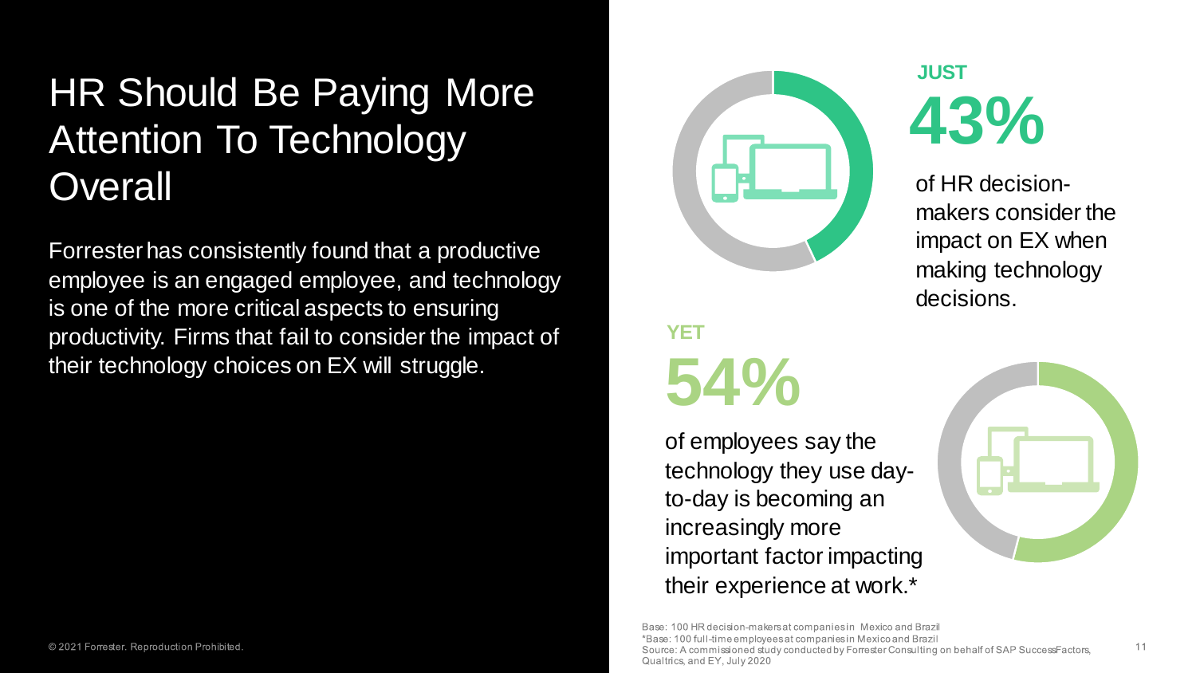# HR Should Be Paying More Attention To Technology Overall

Forrester has consistently found that a productive employee is an engaged employee, and technology is one of the more critical aspects to ensuring productivity. Firms that fail to consider the impact of their technology choices on EX will struggle.

**JUST**

**43%**

of HR decision-makers consider the impact on EX when making technology decisions.

**YET**

**54%**

of employees say the technology they use day-to-day is becoming an increasingly more important factor impacting their experience at work.*

Base: 100 HR decision-makers at companies in Mexico and Brazil

*Base: 100 full-time employees at companies in Mexico and Brazil

Source: A commissioned study conducted by Forrester Consulting on behalf of SAP SuccessFactors, Qualtrics, and EY, July 2020

© 2021 Forrester. Reproduction Prohibited.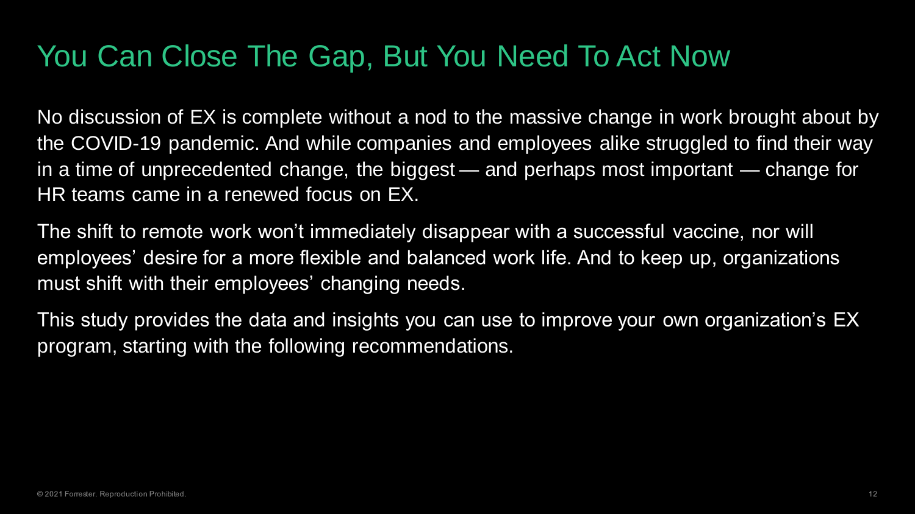# You Can Close The Gap, But You Need To Act Now

No discussion of EX is complete without a nod to the massive change in work brought about by the COVID-19 pandemic. And while companies and employees alike struggled to find their way in a time of unprecedented change, the biggest — and perhaps most important — change for HR teams came in a renewed focus on EX.

The shift to remote work won't immediately disappear with a successful vaccine, nor will employees' desire for a more flexible and balanced work life. And to keep up, organizations must shift with their employees' changing needs.

This study provides the data and insights you can use to improve your own organization's EX program, starting with the following recommendations.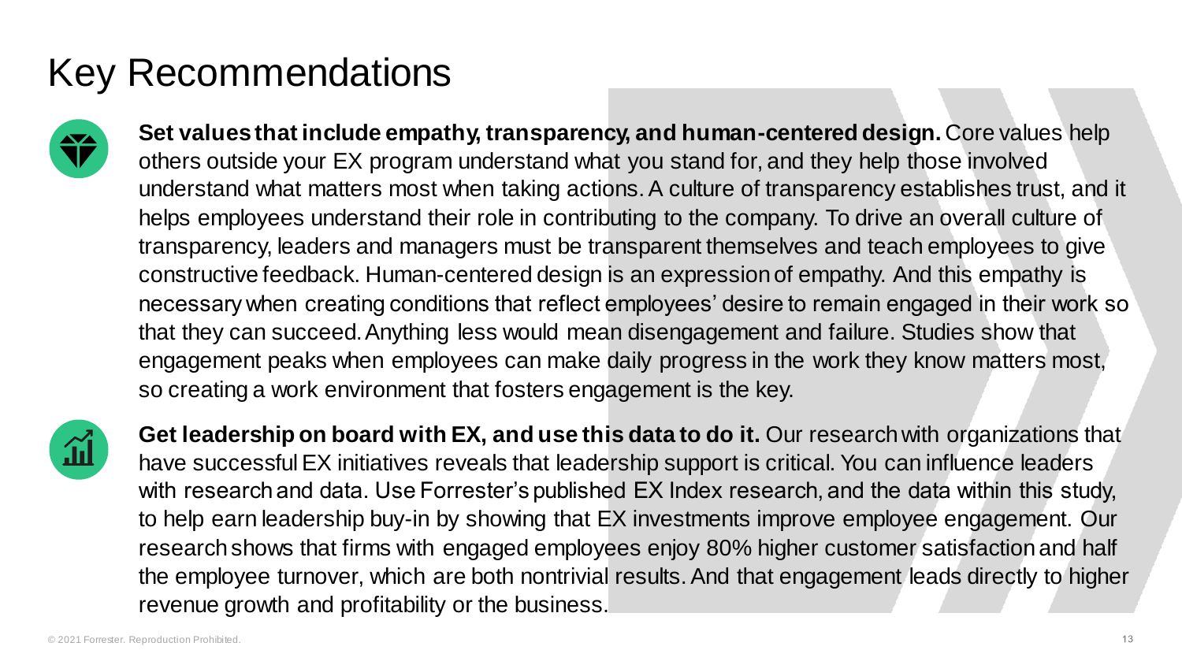# Key Recommendations

**Set values that include empathy, transparency, and human-centered design.** Core values help others outside your EX program understand what you stand for, and they help those involved understand what matters most when taking actions. A culture of transparency establishes trust, and it helps employees understand their role in contributing to the company. To drive an overall culture of transparency, leaders and managers must be transparent themselves and teach employees to give constructive feedback. Human-centered design is an expression of empathy. And this empathy is necessary when creating conditions that reflect employees' desire to remain engaged in their work so that they can succeed. Anything less would mean disengagement and failure. Studies show that engagement peaks when employees can make daily progress in the work they know matters most, so creating a work environment that fosters engagement is the key.

**Get leadership on board with EX, and use this data to do it.** Our research with organizations that have successful EX initiatives reveals that leadership support is critical. You can influence leaders with research and data. Use Forrester's published EX Index research, and the data within this study, to help earn leadership buy-in by showing that EX investments improve employee engagement. Our research shows that firms with engaged employees enjoy 80% higher customer satisfaction and half the employee turnover, which are both nontrivial results. And that engagement leads directly to higher revenue growth and profitability or the business.

© 2021 Forrester. Reproduction Prohibited.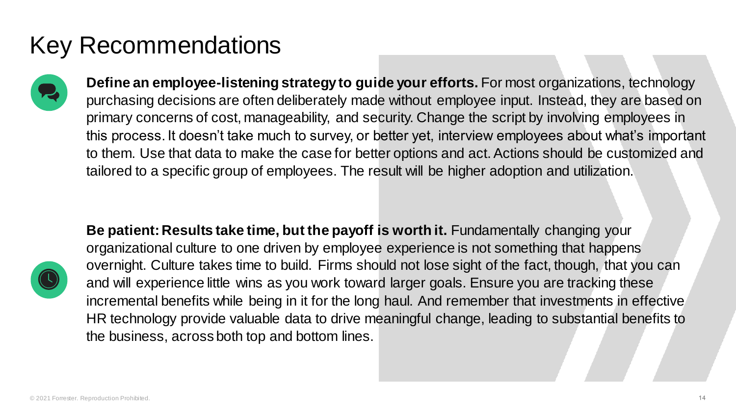# Key Recommendations

**Define an employee-listening strategy to guide your efforts.** For most organizations, technology purchasing decisions are often deliberately made without employee input. Instead, they are based on primary concerns of cost, manageability, and security. Change the script by involving employees in this process. It doesn't take much to survey, or better yet, interview employees about what's important to them. Use that data to make the case for better options and act. Actions should be customized and tailored to a specific group of employees. The result will be higher adoption and utilization.

**Be patient: Results take time, but the payoff is worth it.** Fundamentally changing your organizational culture to one driven by employee experience is not something that happens overnight. Culture takes time to build. Firms should not lose sight of the fact, though, that you can and will experience little wins as you work toward larger goals. Ensure you are tracking these incremental benefits while being in it for the long haul. And remember that investments in effective HR technology provide valuable data to drive meaningful change, leading to substantial benefits to the business, across both top and bottom lines.

© 2021 Forrester. Reproduction Prohibited.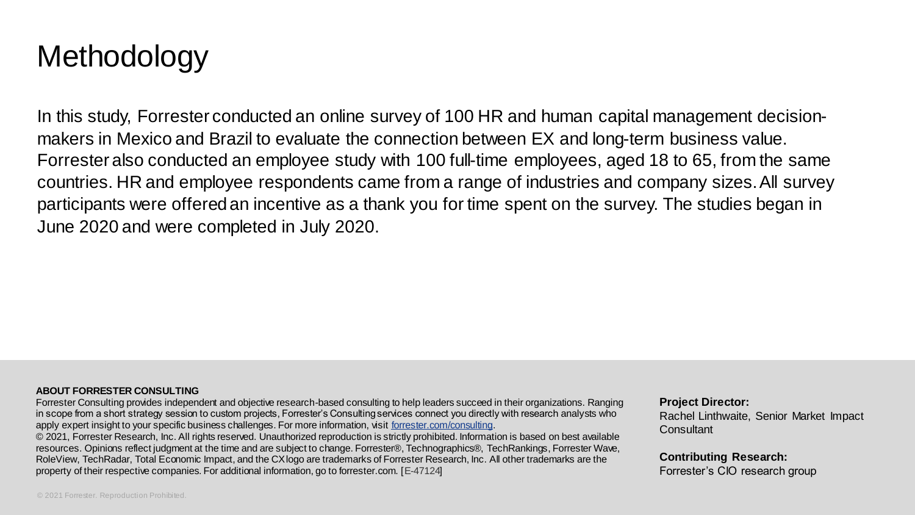# Methodology

In this study, Forrester conducted an online survey of 100 HR and human capital management decision-makers in Mexico and Brazil to evaluate the connection between EX and long-term business value. Forrester also conducted an employee study with 100 full-time employees, aged 18 to 65, from the same countries. HR and employee respondents came from a range of industries and company sizes. All survey participants were offered an incentive as a thank you for time spent on the survey. The studies began in June 2020 and were completed in July 2020.

**ABOUT FORRESTER CONSULTING**

Forrester Consulting provides independent and objective research-based consulting to help leaders succeed in their organizations. Ranging in scope from a short strategy session to custom projects, Forrester's Consulting services connect you directly with research analysts who apply expert insight to your specific business challenges. For more information, visit forrester.com/consulting.

© 2021, Forrester Research, Inc. All rights reserved. Unauthorized reproduction is strictly prohibited. Information is based on best available resources. Opinions reflect judgment at the time and are subject to change. Forrester®, Technographics®, TechRankings, Forrester Wave, RoleView, TechRadar, Total Economic Impact, and the CX logo are trademarks of Forrester Research, Inc. All other trademarks are the property of their respective companies. For additional information, go to forrester.com. [E-47124]

**Project Director:**
Rachel Linthwaite, Senior Market Impact Consultant

**Contributing Research:**
Forrester's CIO research group